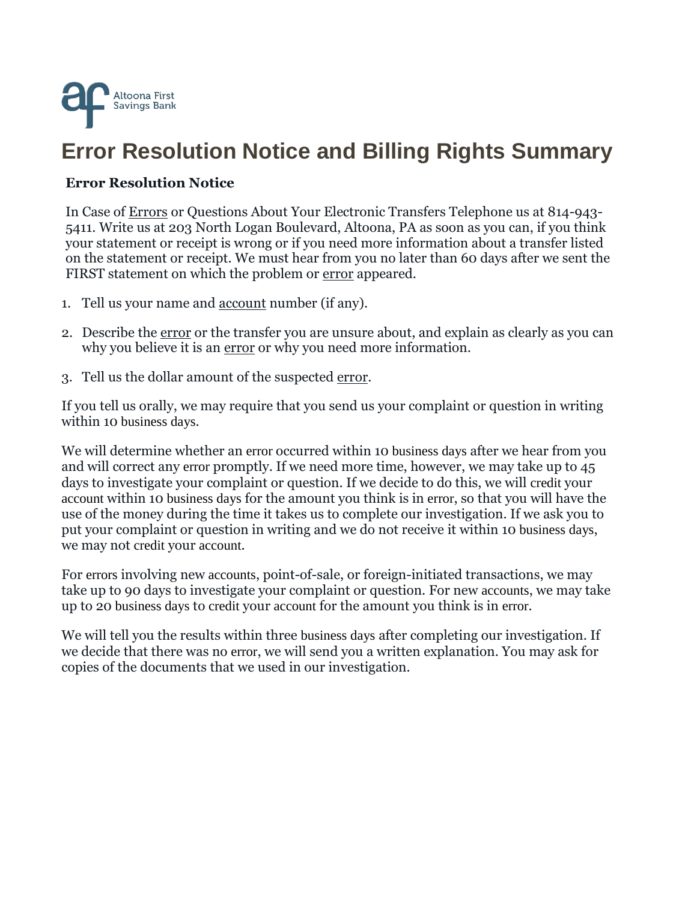Altoona First Savings Bank

# Error Resolution Notice and Billing Rights Summary

## Error Resolution Notice

In Case of Errors or Questions About Your Electronic Transfers Telephone us at 814-943-5411. Write us at 203 North Logan Boulevard, Altoona, PA as soon as you can, if you think your statement or receipt is wrong or if you need more information about a transfer listed on the statement or receipt. We must hear from you no later than 60 days after we sent the FIRST statement on which the problem or error appeared.

1. Tell us your name and account number (if any).
2. Describe the error or the transfer you are unsure about, and explain as clearly as you can why you believe it is an error or why you need more information.
3. Tell us the dollar amount of the suspected error.

If you tell us orally, we may require that you send us your complaint or question in writing within 10 business days.

We will determine whether an error occurred within 10 business days after we hear from you and will correct any error promptly. If we need more time, however, we may take up to 45 days to investigate your complaint or question. If we decide to do this, we will credit your account within 10 business days for the amount you think is in error, so that you will have the use of the money during the time it takes us to complete our investigation. If we ask you to put your complaint or question in writing and we do not receive it within 10 business days, we may not credit your account.

For errors involving new accounts, point-of-sale, or foreign-initiated transactions, we may take up to 90 days to investigate your complaint or question. For new accounts, we may take up to 20 business days to credit your account for the amount you think is in error.

We will tell you the results within three business days after completing our investigation. If we decide that there was no error, we will send you a written explanation. You may ask for copies of the documents that we used in our investigation.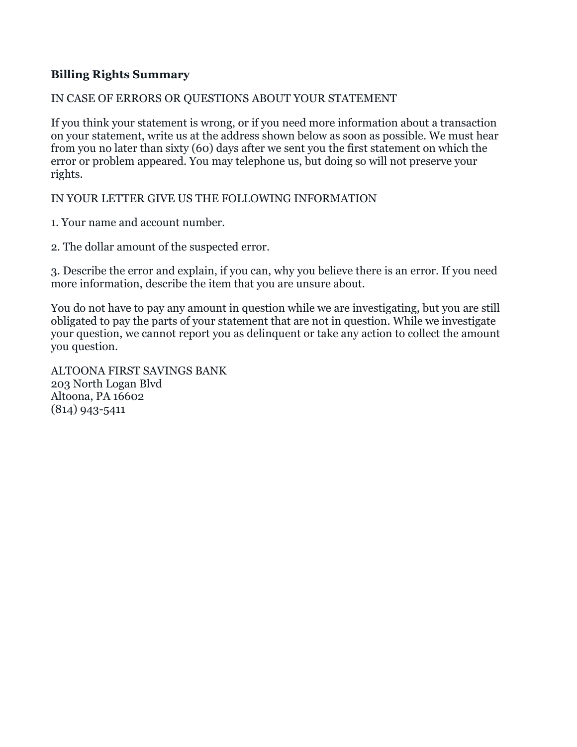**Billing Rights Summary**

IN CASE OF ERRORS OR QUESTIONS ABOUT YOUR STATEMENT

If you think your statement is wrong, or if you need more information about a transaction on your statement, write us at the address shown below as soon as possible. We must hear from you no later than sixty (60) days after we sent you the first statement on which the error or problem appeared. You may telephone us, but doing so will not preserve your rights.

IN YOUR LETTER GIVE US THE FOLLOWING INFORMATION

1. Your name and account number.

2. The dollar amount of the suspected error.

3. Describe the error and explain, if you can, why you believe there is an error. If you need more information, describe the item that you are unsure about.

You do not have to pay any amount in question while we are investigating, but you are still obligated to pay the parts of your statement that are not in question. While we investigate your question, we cannot report you as delinquent or take any action to collect the amount you question.

ALTOONA FIRST SAVINGS BANK
203 North Logan Blvd
Altoona, PA 16602
(814) 943-5411